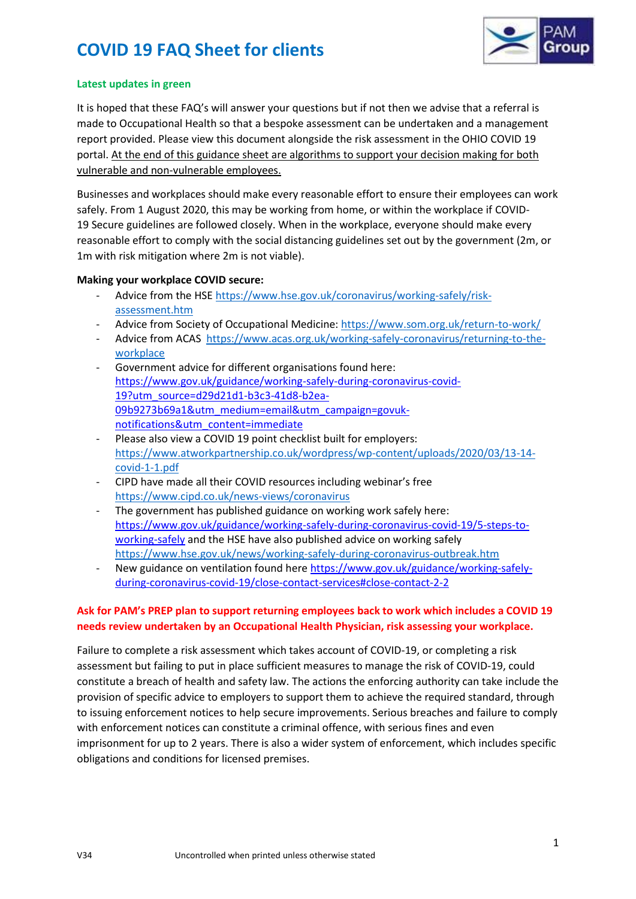# COVID 19 FAQ Sheet for clients

**Latest updates in green**

It is hoped that these FAQ's will answer your questions but if not then we advise that a referral is made to Occupational Health so that a bespoke assessment can be undertaken and a management report provided. Please view this document alongside the risk assessment in the OHIO COVID 19 portal. At the end of this guidance sheet are algorithms to support your decision making for both vulnerable and non-vulnerable employees.

Businesses and workplaces should make every reasonable effort to ensure their employees can work safely. From 1 August 2020, this may be working from home, or within the workplace if COVID-19 Secure guidelines are followed closely. When in the workplace, everyone should make every reasonable effort to comply with the social distancing guidelines set out by the government (2m, or 1m with risk mitigation where 2m is not viable).

**Making your workplace COVID secure:**

- Advice from the HSE https://www.hse.gov.uk/coronavirus/working-safely/risk-assessment.htm
- Advice from Society of Occupational Medicine: https://www.som.org.uk/return-to-work/
- Advice from ACAS https://www.acas.org.uk/working-safely-coronavirus/returning-to-the-workplace
- Government advice for different organisations found here: https://www.gov.uk/guidance/working-safely-during-coronavirus-covid-19?utm_source=d29d21d1-b3c3-41d8-b2ea-09b9273b69a1&utm_medium=email&utm_campaign=govuk-notifications&utm_content=immediate
- Please also view a COVID 19 point checklist built for employers: https://www.atworkpartnership.co.uk/wordpress/wp-content/uploads/2020/03/13-14-covid-1-1.pdf
- CIPD have made all their COVID resources including webinar's free https://www.cipd.co.uk/news-views/coronavirus
- The government has published guidance on working work safely here: https://www.gov.uk/guidance/working-safely-during-coronavirus-covid-19/5-steps-to-working-safely and the HSE have also published advice on working safely https://www.hse.gov.uk/news/working-safely-during-coronavirus-outbreak.htm
- New guidance on ventilation found here https://www.gov.uk/guidance/working-safely-during-coronavirus-covid-19/close-contact-services#close-contact-2-2

**Ask for PAM's PREP plan to support returning employees back to work which includes a COVID 19 needs review undertaken by an Occupational Health Physician, risk assessing your workplace.**

Failure to complete a risk assessment which takes account of COVID-19, or completing a risk assessment but failing to put in place sufficient measures to manage the risk of COVID-19, could constitute a breach of health and safety law. The actions the enforcing authority can take include the provision of specific advice to employers to support them to achieve the required standard, through to issuing enforcement notices to help secure improvements. Serious breaches and failure to comply with enforcement notices can constitute a criminal offence, with serious fines and even imprisonment for up to 2 years. There is also a wider system of enforcement, which includes specific obligations and conditions for licensed premises.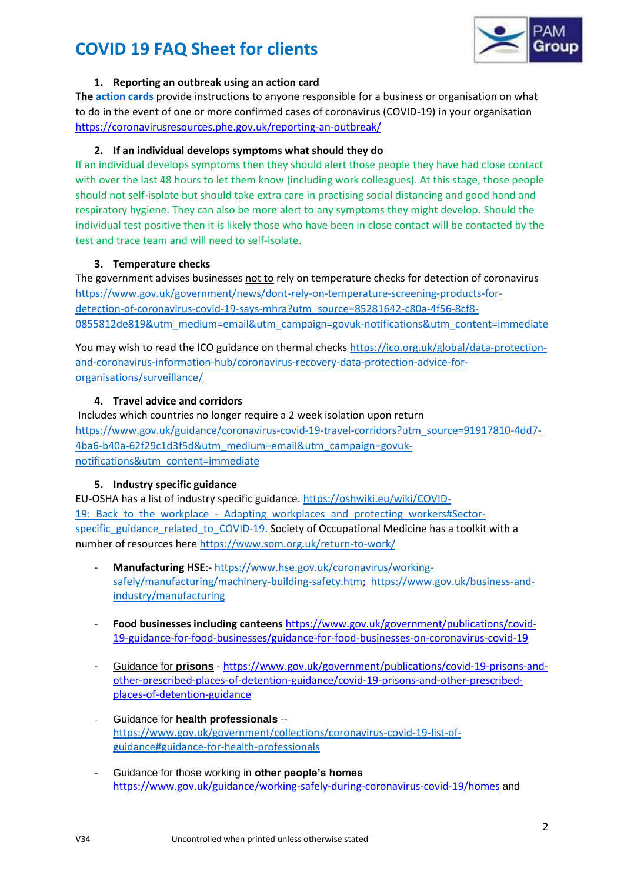# COVID 19 FAQ Sheet for clients

1. **Reporting an outbreak using an action card**

**The** action cards provide instructions to anyone responsible for a business or organisation on what to do in the event of one or more confirmed cases of coronavirus (COVID-19) in your organisation https://coronavirusresources.phe.gov.uk/reporting-an-outbreak/

2. **If an individual develops symptoms what should they do**

If an individual develops symptoms then they should alert those people they have had close contact with over the last 48 hours to let them know (including work colleagues). At this stage, those people should not self-isolate but should take extra care in practising social distancing and good hand and respiratory hygiene. They can also be more alert to any symptoms they might develop. Should the individual test positive then it is likely those who have been in close contact will be contacted by the test and trace team and will need to self-isolate.

3. **Temperature checks**

The government advises businesses not to rely on temperature checks for detection of coronavirus https://www.gov.uk/government/news/dont-rely-on-temperature-screening-products-for-detection-of-coronavirus-covid-19-says-mhra?utm_source=85281642-c80a-4f56-8cf8-0855812de819&utm_medium=email&utm_campaign=govuk-notifications&utm_content=immediate

You may wish to read the ICO guidance on thermal checks https://ico.org.uk/global/data-protection-and-coronavirus-information-hub/coronavirus-recovery-data-protection-advice-for-organisations/surveillance/

4. **Travel advice and corridors**

Includes which countries no longer require a 2 week isolation upon return https://www.gov.uk/guidance/coronavirus-covid-19-travel-corridors?utm_source=91917810-4dd7-4ba6-b40a-62f29c1d3f5d&utm_medium=email&utm_campaign=govuk-notifications&utm_content=immediate

5. **Industry specific guidance**

EU-OSHA has a list of industry specific guidance. https://oshwiki.eu/wiki/COVID-19:_Back_to_the_workplace_-_Adapting_workplaces_and_protecting_workers#Sector-specific_guidance_related_to_COVID-19. Society of Occupational Medicine has a toolkit with a number of resources here https://www.som.org.uk/return-to-work/

- **Manufacturing HSE**:- https://www.hse.gov.uk/coronavirus/working-safely/manufacturing/machinery-building-safety.htm; https://www.gov.uk/business-and-industry/manufacturing

- **Food businesses including canteens** https://www.gov.uk/government/publications/covid-19-guidance-for-food-businesses/guidance-for-food-businesses-on-coronavirus-covid-19

- Guidance for **prisons** - https://www.gov.uk/government/publications/covid-19-prisons-and-other-prescribed-places-of-detention-guidance/covid-19-prisons-and-other-prescribed-places-of-detention-guidance

- Guidance for **health professionals** -- https://www.gov.uk/government/collections/coronavirus-covid-19-list-of-guidance#guidance-for-health-professionals

- Guidance for those working in **other people's homes** https://www.gov.uk/guidance/working-safely-during-coronavirus-covid-19/homes and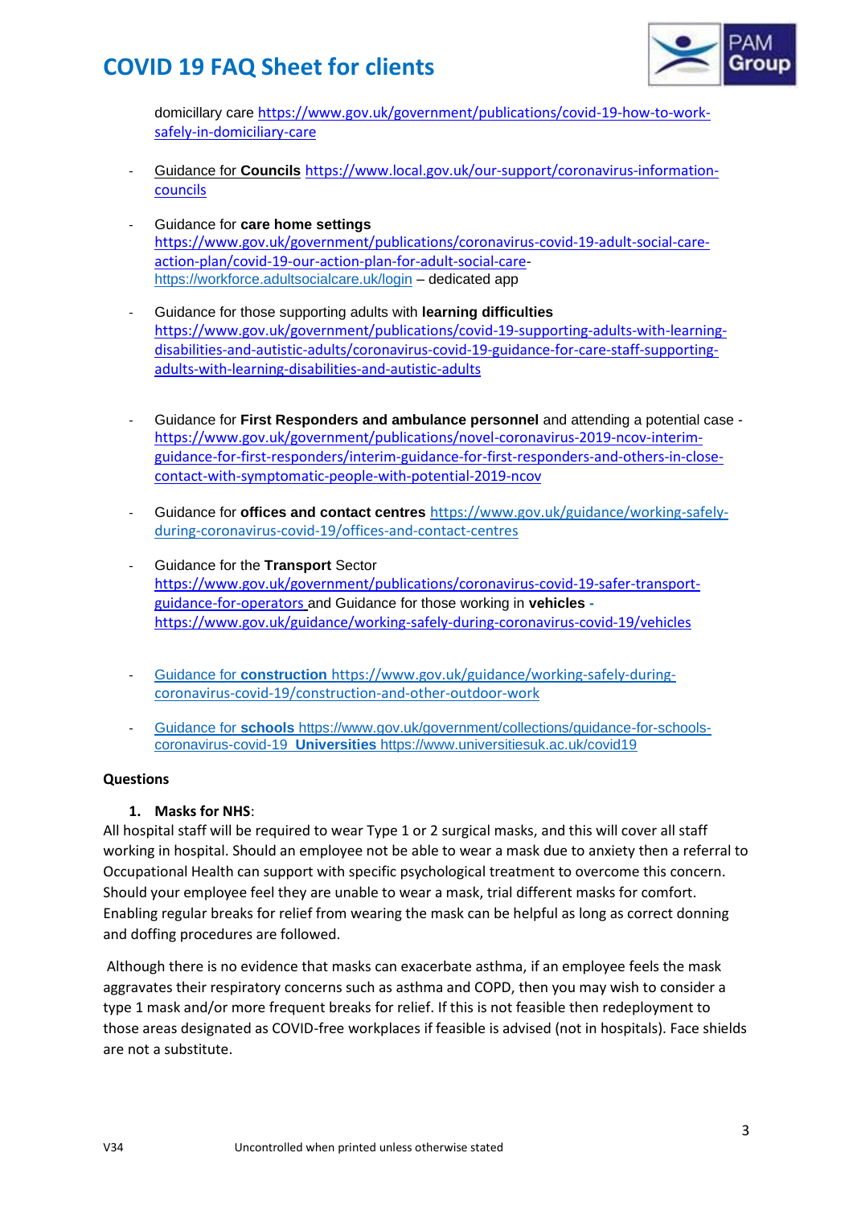domicillary care https://www.gov.uk/government/publications/covid-19-how-to-work-safely-in-domiciliary-care

- Guidance for **Councils** https://www.local.gov.uk/our-support/coronavirus-information-councils

- Guidance for **care home settings** https://www.gov.uk/government/publications/coronavirus-covid-19-adult-social-care-action-plan/covid-19-our-action-plan-for-adult-social-care- https://workforce.adultsocialcare.uk/login – dedicated app

- Guidance for those supporting adults with **learning difficulties** https://www.gov.uk/government/publications/covid-19-supporting-adults-with-learning-disabilities-and-autistic-adults/coronavirus-covid-19-guidance-for-care-staff-supporting-adults-with-learning-disabilities-and-autistic-adults

- Guidance for **First Responders and ambulance personnel** and attending a potential case - https://www.gov.uk/government/publications/novel-coronavirus-2019-ncov-interim-guidance-for-first-responders/interim-guidance-for-first-responders-and-others-in-close-contact-with-symptomatic-people-with-potential-2019-ncov

- Guidance for **offices and contact centres** https://www.gov.uk/guidance/working-safely-during-coronavirus-covid-19/offices-and-contact-centres

- Guidance for the **Transport** Sector https://www.gov.uk/government/publications/coronavirus-covid-19-safer-transport-guidance-for-operators and Guidance for those working in **vehicles** - https://www.gov.uk/guidance/working-safely-during-coronavirus-covid-19/vehicles

- Guidance for **construction** https://www.gov.uk/guidance/working-safely-during-coronavirus-covid-19/construction-and-other-outdoor-work

- Guidance for **schools** https://www.gov.uk/government/collections/guidance-for-schools-coronavirus-covid-19 **Universities** https://www.universitiesuk.ac.uk/covid19

**Questions**

1. **Masks for NHS**:

All hospital staff will be required to wear Type 1 or 2 surgical masks, and this will cover all staff working in hospital. Should an employee not be able to wear a mask due to anxiety then a referral to Occupational Health can support with specific psychological treatment to overcome this concern. Should your employee feel they are unable to wear a mask, trial different masks for comfort. Enabling regular breaks for relief from wearing the mask can be helpful as long as correct donning and doffing procedures are followed.

Although there is no evidence that masks can exacerbate asthma, if an employee feels the mask aggravates their respiratory concerns such as asthma and COPD, then you may wish to consider a type 1 mask and/or more frequent breaks for relief. If this is not feasible then redeployment to those areas designated as COVID-free workplaces if feasible is advised (not in hospitals). Face shields are not a substitute.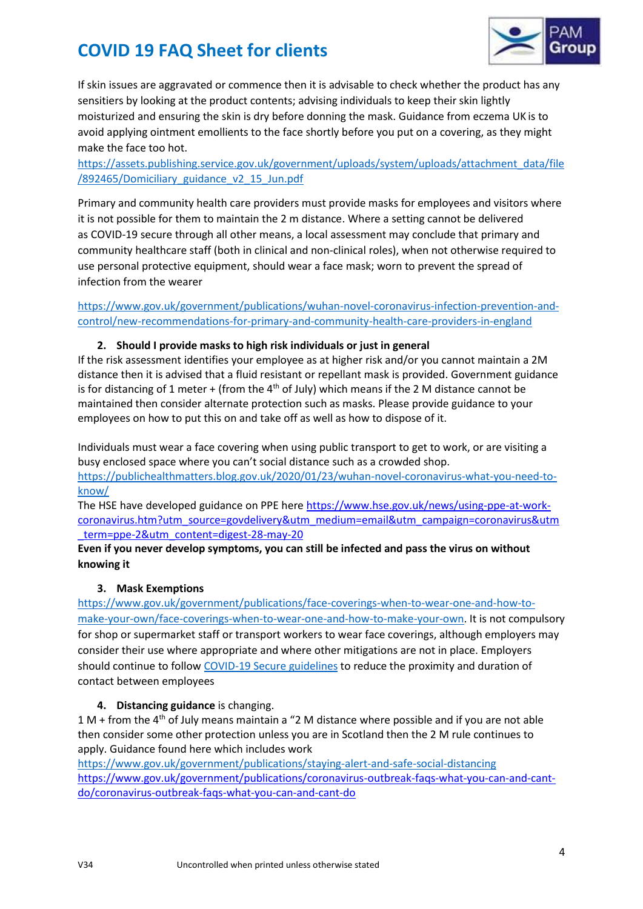If skin issues are aggravated or commence then it is advisable to check whether the product has any sensitiers by looking at the product contents; advising individuals to keep their skin lightly moisturized and ensuring the skin is dry before donning the mask. Guidance from eczema UK is to avoid applying ointment emollients to the face shortly before you put on a covering, as they might make the face too hot.
https://assets.publishing.service.gov.uk/government/uploads/system/uploads/attachment_data/file/892465/Domiciliary_guidance_v2_15_Jun.pdf

Primary and community health care providers must provide masks for employees and visitors where it is not possible for them to maintain the 2 m distance. Where a setting cannot be delivered as COVID-19 secure through all other means, a local assessment may conclude that primary and community healthcare staff (both in clinical and non-clinical roles), when not otherwise required to use personal protective equipment, should wear a face mask; worn to prevent the spread of infection from the wearer

https://www.gov.uk/government/publications/wuhan-novel-coronavirus-infection-prevention-and-control/new-recommendations-for-primary-and-community-health-care-providers-in-england

2. **Should I provide masks to high risk individuals or just in general**

If the risk assessment identifies your employee as at higher risk and/or you cannot maintain a 2M distance then it is advised that a fluid resistant or repellant mask is provided. Government guidance is for distancing of 1 meter + (from the 4th of July) which means if the 2 M distance cannot be maintained then consider alternate protection such as masks. Please provide guidance to your employees on how to put this on and take off as well as how to dispose of it.

Individuals must wear a face covering when using public transport to get to work, or are visiting a busy enclosed space where you can't social distance such as a crowded shop.
https://publichealthmatters.blog.gov.uk/2020/01/23/wuhan-novel-coronavirus-what-you-need-to-know/
The HSE have developed guidance on PPE here https://www.hse.gov.uk/news/using-ppe-at-work-coronavirus.htm?utm_source=govdelivery&utm_medium=email&utm_campaign=coronavirus&utm_term=ppe-2&utm_content=digest-28-may-20
**Even if you never develop symptoms, you can still be infected and pass the virus on without knowing it**

3. **Mask Exemptions**

https://www.gov.uk/government/publications/face-coverings-when-to-wear-one-and-how-to-make-your-own/face-coverings-when-to-wear-one-and-how-to-make-your-own. It is not compulsory for shop or supermarket staff or transport workers to wear face coverings, although employers may consider their use where appropriate and where other mitigations are not in place. Employers should continue to follow COVID-19 Secure guidelines to reduce the proximity and duration of contact between employees

4. **Distancing guidance** is changing.

1 M + from the 4th of July means maintain a "2 M distance where possible and if you are not able then consider some other protection unless you are in Scotland then the 2 M rule continues to apply. Guidance found here which includes work
https://www.gov.uk/government/publications/staying-alert-and-safe-social-distancing
https://www.gov.uk/government/publications/coronavirus-outbreak-faqs-what-you-can-and-cant-do/coronavirus-outbreak-faqs-what-you-can-and-cant-do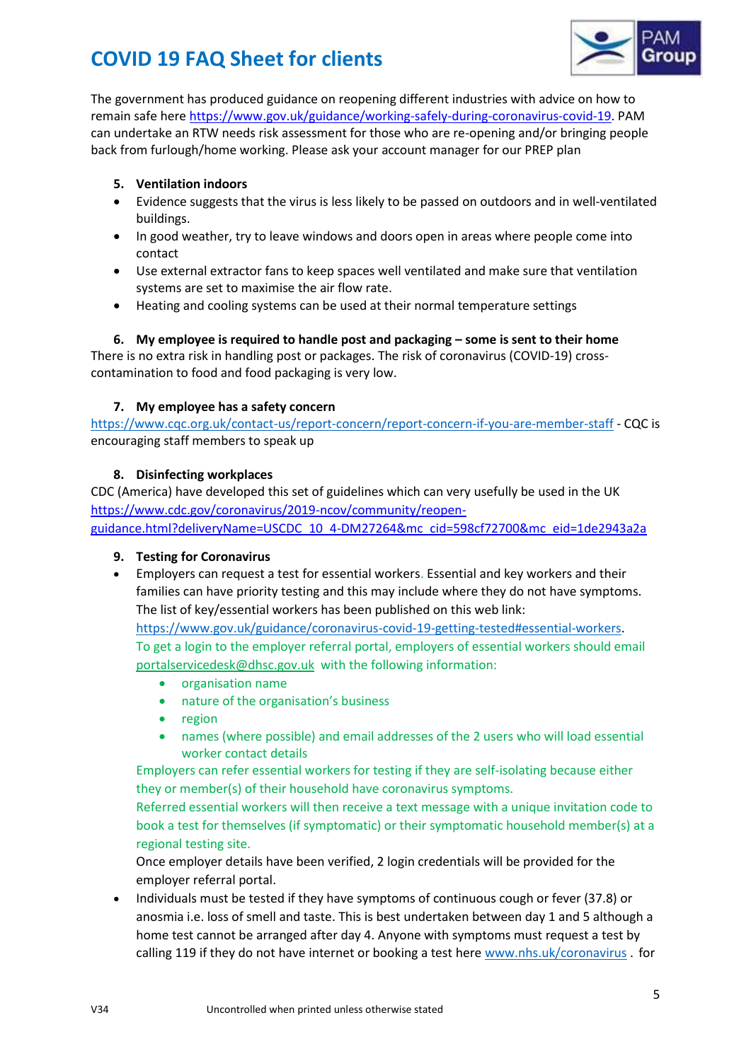# COVID 19 FAQ Sheet for clients

The government has produced guidance on reopening different industries with advice on how to remain safe here https://www.gov.uk/guidance/working-safely-during-coronavirus-covid-19. PAM can undertake an RTW needs risk assessment for those who are re-opening and/or bringing people back from furlough/home working. Please ask your account manager for our PREP plan

### 5. Ventilation indoors

- Evidence suggests that the virus is less likely to be passed on outdoors and in well-ventilated buildings.
- In good weather, try to leave windows and doors open in areas where people come into contact
- Use external extractor fans to keep spaces well ventilated and make sure that ventilation systems are set to maximise the air flow rate.
- Heating and cooling systems can be used at their normal temperature settings

### 6. My employee is required to handle post and packaging – some is sent to their home

There is no extra risk in handling post or packages. The risk of coronavirus (COVID-19) cross-contamination to food and food packaging is very low.

### 7. My employee has a safety concern

https://www.cqc.org.uk/contact-us/report-concern/report-concern-if-you-are-member-staff - CQC is encouraging staff members to speak up

### 8. Disinfecting workplaces

CDC (America) have developed this set of guidelines which can very usefully be used in the UK https://www.cdc.gov/coronavirus/2019-ncov/community/reopen-guidance.html?deliveryName=USCDC_10_4-DM27264&mc_cid=598cf72700&mc_eid=1de2943a2a

### 9. Testing for Coronavirus

- Employers can request a test for essential workers. Essential and key workers and their families can have priority testing and this may include where they do not have symptoms. The list of key/essential workers has been published on this web link: https://www.gov.uk/guidance/coronavirus-covid-19-getting-tested#essential-workers.
  To get a login to the employer referral portal, employers of essential workers should email portalservicedesk@dhsc.gov.uk with the following information:
    - organisation name
    - nature of the organisation's business
    - region
    - names (where possible) and email addresses of the 2 users who will load essential worker contact details

  Employers can refer essential workers for testing if they are self-isolating because either they or member(s) of their household have coronavirus symptoms.
  Referred essential workers will then receive a text message with a unique invitation code to book a test for themselves (if symptomatic) or their symptomatic household member(s) at a regional testing site.
  Once employer details have been verified, 2 login credentials will be provided for the employer referral portal.
- Individuals must be tested if they have symptoms of continuous cough or fever (37.8) or anosmia i.e. loss of smell and taste. This is best undertaken between day 1 and 5 although a home test cannot be arranged after day 4. Anyone with symptoms must request a test by calling 119 if they do not have internet or booking a test here www.nhs.uk/coronavirus . for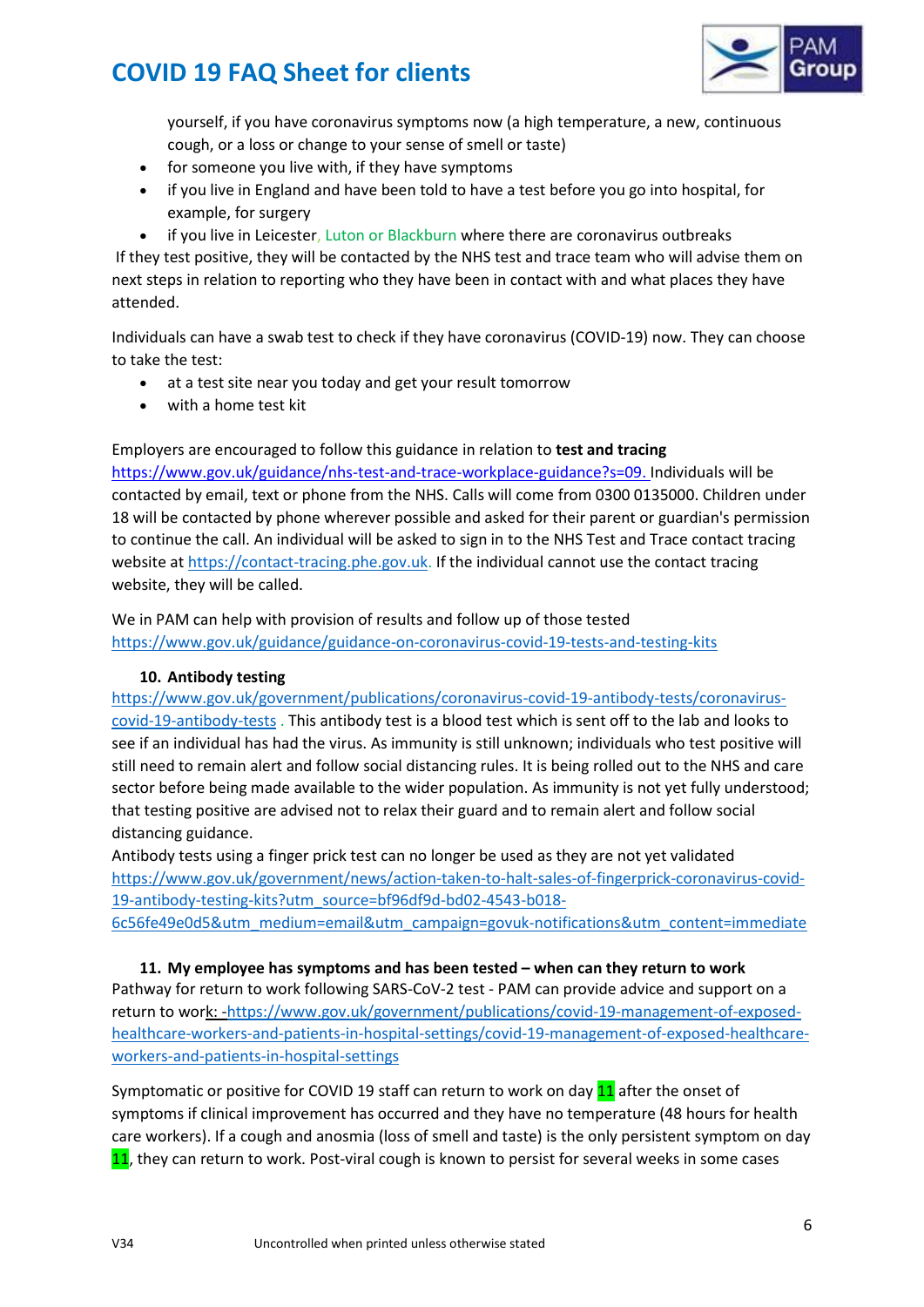yourself, if you have coronavirus symptoms now (a high temperature, a new, continuous cough, or a loss or change to your sense of smell or taste)

- for someone you live with, if they have symptoms
- if you live in England and have been told to have a test before you go into hospital, for example, for surgery
- if you live in Leicester, Luton or Blackburn where there are coronavirus outbreaks

If they test positive, they will be contacted by the NHS test and trace team who will advise them on next steps in relation to reporting who they have been in contact with and what places they have attended.

Individuals can have a swab test to check if they have coronavirus (COVID-19) now. They can choose to take the test:

- at a test site near you today and get your result tomorrow
- with a home test kit

Employers are encouraged to follow this guidance in relation to **test and tracing** https://www.gov.uk/guidance/nhs-test-and-trace-workplace-guidance?s=09. Individuals will be contacted by email, text or phone from the NHS. Calls will come from 0300 0135000. Children under 18 will be contacted by phone wherever possible and asked for their parent or guardian's permission to continue the call. An individual will be asked to sign in to the NHS Test and Trace contact tracing website at https://contact-tracing.phe.gov.uk. If the individual cannot use the contact tracing website, they will be called.

We in PAM can help with provision of results and follow up of those tested https://www.gov.uk/guidance/guidance-on-coronavirus-covid-19-tests-and-testing-kits

### 10. Antibody testing

https://www.gov.uk/government/publications/coronavirus-covid-19-antibody-tests/coronavirus-covid-19-antibody-tests . This antibody test is a blood test which is sent off to the lab and looks to see if an individual has had the virus. As immunity is still unknown; individuals who test positive will still need to remain alert and follow social distancing rules. It is being rolled out to the NHS and care sector before being made available to the wider population. As immunity is not yet fully understood; that testing positive are advised not to relax their guard and to remain alert and follow social distancing guidance.

Antibody tests using a finger prick test can no longer be used as they are not yet validated https://www.gov.uk/government/news/action-taken-to-halt-sales-of-fingerprick-coronavirus-covid-19-antibody-testing-kits?utm_source=bf96df9d-bd02-4543-b018-6c56fe49e0d5&utm_medium=email&utm_campaign=govuk-notifications&utm_content=immediate

### 11. My employee has symptoms and has been tested – when can they return to work

Pathway for return to work following SARS-CoV-2 test - PAM can provide advice and support on a return to work: -https://www.gov.uk/government/publications/covid-19-management-of-exposed-healthcare-workers-and-patients-in-hospital-settings/covid-19-management-of-exposed-healthcare-workers-and-patients-in-hospital-settings

Symptomatic or positive for COVID 19 staff can return to work on day 11 after the onset of symptoms if clinical improvement has occurred and they have no temperature (48 hours for health care workers). If a cough and anosmia (loss of smell and taste) is the only persistent symptom on day 11, they can return to work. Post-viral cough is known to persist for several weeks in some cases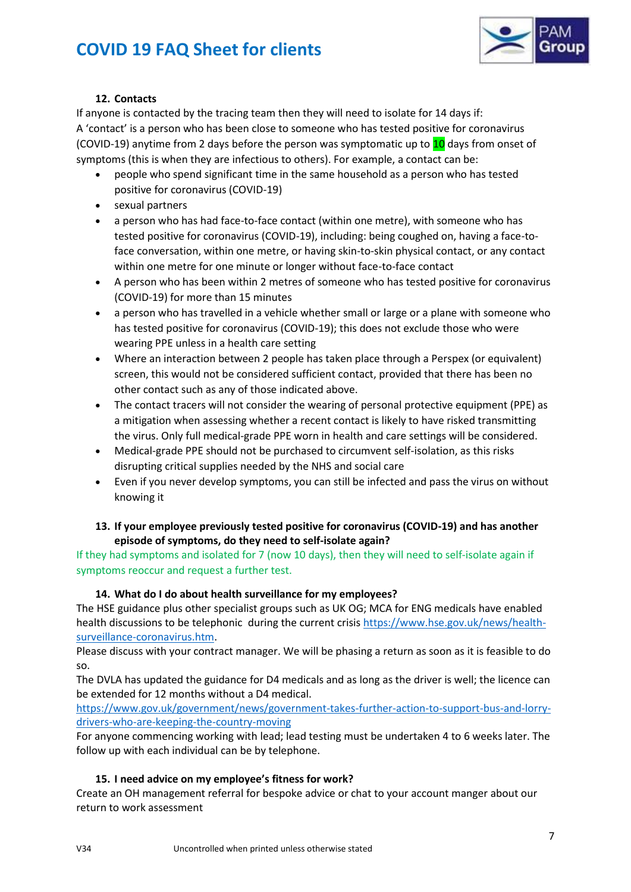### 12. Contacts

If anyone is contacted by the tracing team then they will need to isolate for 14 days if:
A 'contact' is a person who has been close to someone who has tested positive for coronavirus (COVID-19) anytime from 2 days before the person was symptomatic up to 10 days from onset of symptoms (this is when they are infectious to others). For example, a contact can be:

- people who spend significant time in the same household as a person who has tested positive for coronavirus (COVID-19)
- sexual partners
- a person who has had face-to-face contact (within one metre), with someone who has tested positive for coronavirus (COVID-19), including: being coughed on, having a face-to-face conversation, within one metre, or having skin-to-skin physical contact, or any contact within one metre for one minute or longer without face-to-face contact
- A person who has been within 2 metres of someone who has tested positive for coronavirus (COVID-19) for more than 15 minutes
- a person who has travelled in a vehicle whether small or large or a plane with someone who has tested positive for coronavirus (COVID-19); this does not exclude those who were wearing PPE unless in a health care setting
- Where an interaction between 2 people has taken place through a Perspex (or equivalent) screen, this would not be considered sufficient contact, provided that there has been no other contact such as any of those indicated above.
- The contact tracers will not consider the wearing of personal protective equipment (PPE) as a mitigation when assessing whether a recent contact is likely to have risked transmitting the virus. Only full medical-grade PPE worn in health and care settings will be considered.
- Medical-grade PPE should not be purchased to circumvent self-isolation, as this risks disrupting critical supplies needed by the NHS and social care
- Even if you never develop symptoms, you can still be infected and pass the virus on without knowing it

### 13. If your employee previously tested positive for coronavirus (COVID-19) and has another episode of symptoms, do they need to self-isolate again?

If they had symptoms and isolated for 7 (now 10 days), then they will need to self-isolate again if symptoms reoccur and request a further test.

### 14. What do I do about health surveillance for my employees?

The HSE guidance plus other specialist groups such as UK OG; MCA for ENG medicals have enabled health discussions to be telephonic during the current crisis https://www.hse.gov.uk/news/health-surveillance-coronavirus.htm.
Please discuss with your contract manager. We will be phasing a return as soon as it is feasible to do so.
The DVLA has updated the guidance for D4 medicals and as long as the driver is well; the licence can be extended for 12 months without a D4 medical.
https://www.gov.uk/government/news/government-takes-further-action-to-support-bus-and-lorry-drivers-who-are-keeping-the-country-moving
For anyone commencing working with lead; lead testing must be undertaken 4 to 6 weeks later. The follow up with each individual can be by telephone.

### 15. I need advice on my employee's fitness for work?

Create an OH management referral for bespoke advice or chat to your account manger about our return to work assessment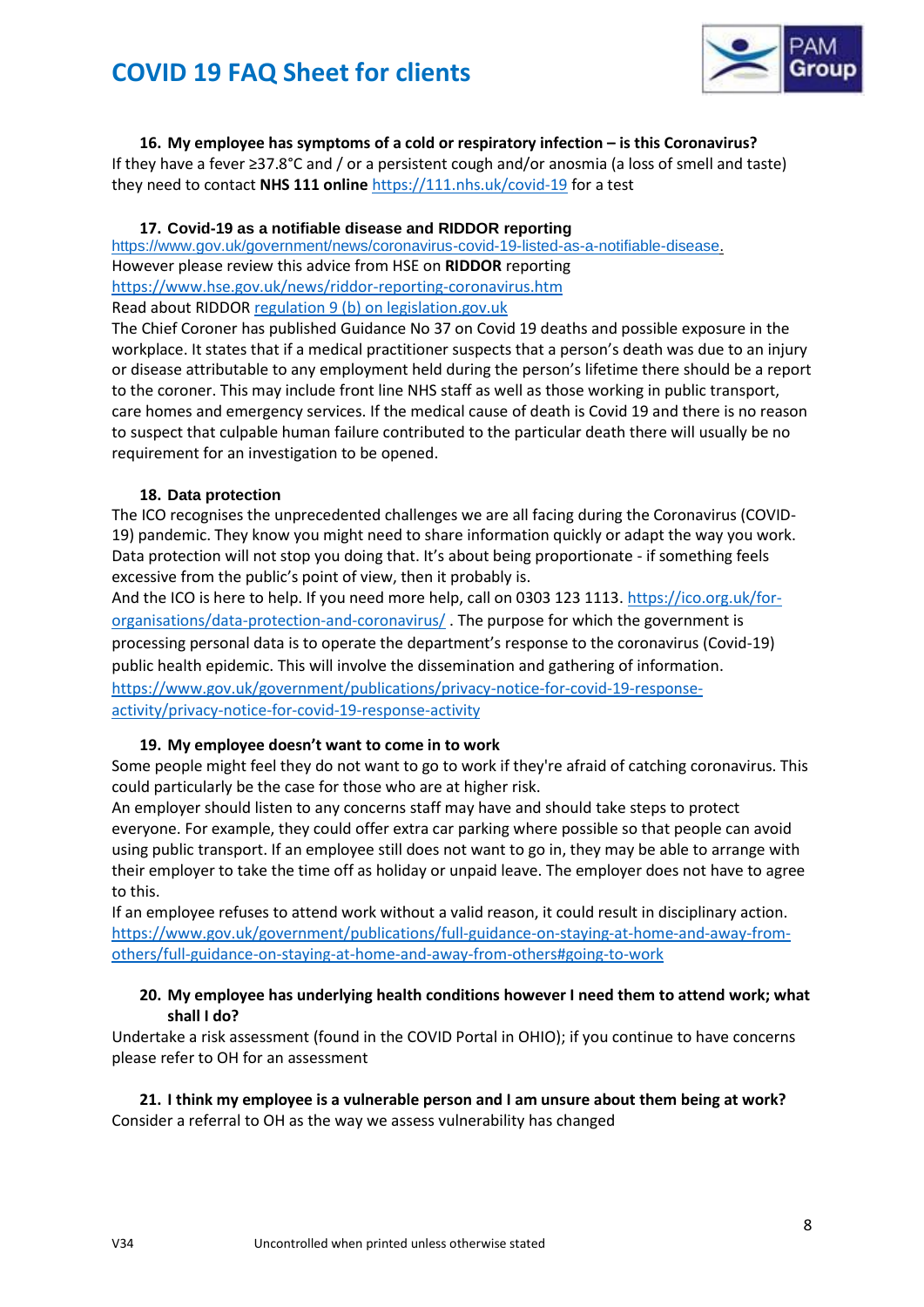**16. My employee has symptoms of a cold or respiratory infection – is this Coronavirus?**

If they have a fever ≥37.8°C and / or a persistent cough and/or anosmia (a loss of smell and taste) they need to contact **NHS 111 online** https://111.nhs.uk/covid-19 for a test

**17. Covid-19 as a notifiable disease and RIDDOR reporting**

https://www.gov.uk/government/news/coronavirus-covid-19-listed-as-a-notifiable-disease.

However please review this advice from HSE on **RIDDOR** reporting

https://www.hse.gov.uk/news/riddor-reporting-coronavirus.htm

Read about RIDDOR regulation 9 (b) on legislation.gov.uk

The Chief Coroner has published Guidance No 37 on Covid 19 deaths and possible exposure in the workplace. It states that if a medical practitioner suspects that a person's death was due to an injury or disease attributable to any employment held during the person's lifetime there should be a report to the coroner. This may include front line NHS staff as well as those working in public transport, care homes and emergency services. If the medical cause of death is Covid 19 and there is no reason to suspect that culpable human failure contributed to the particular death there will usually be no requirement for an investigation to be opened.

**18. Data protection**

The ICO recognises the unprecedented challenges we are all facing during the Coronavirus (COVID-19) pandemic. They know you might need to share information quickly or adapt the way you work. Data protection will not stop you doing that. It's about being proportionate - if something feels excessive from the public's point of view, then it probably is.

And the ICO is here to help. If you need more help, call on 0303 123 1113. https://ico.org.uk/for-organisations/data-protection-and-coronavirus/ . The purpose for which the government is processing personal data is to operate the department's response to the coronavirus (Covid-19) public health epidemic. This will involve the dissemination and gathering of information.

https://www.gov.uk/government/publications/privacy-notice-for-covid-19-response-activity/privacy-notice-for-covid-19-response-activity

**19. My employee doesn't want to come in to work**

Some people might feel they do not want to go to work if they're afraid of catching coronavirus. This could particularly be the case for those who are at higher risk.

An employer should listen to any concerns staff may have and should take steps to protect everyone. For example, they could offer extra car parking where possible so that people can avoid using public transport. If an employee still does not want to go in, they may be able to arrange with their employer to take the time off as holiday or unpaid leave. The employer does not have to agree to this.

If an employee refuses to attend work without a valid reason, it could result in disciplinary action.

https://www.gov.uk/government/publications/full-guidance-on-staying-at-home-and-away-from-others/full-guidance-on-staying-at-home-and-away-from-others#going-to-work

**20. My employee has underlying health conditions however I need them to attend work; what shall I do?**

Undertake a risk assessment (found in the COVID Portal in OHIO); if you continue to have concerns please refer to OH for an assessment

**21. I think my employee is a vulnerable person and I am unsure about them being at work?**

Consider a referral to OH as the way we assess vulnerability has changed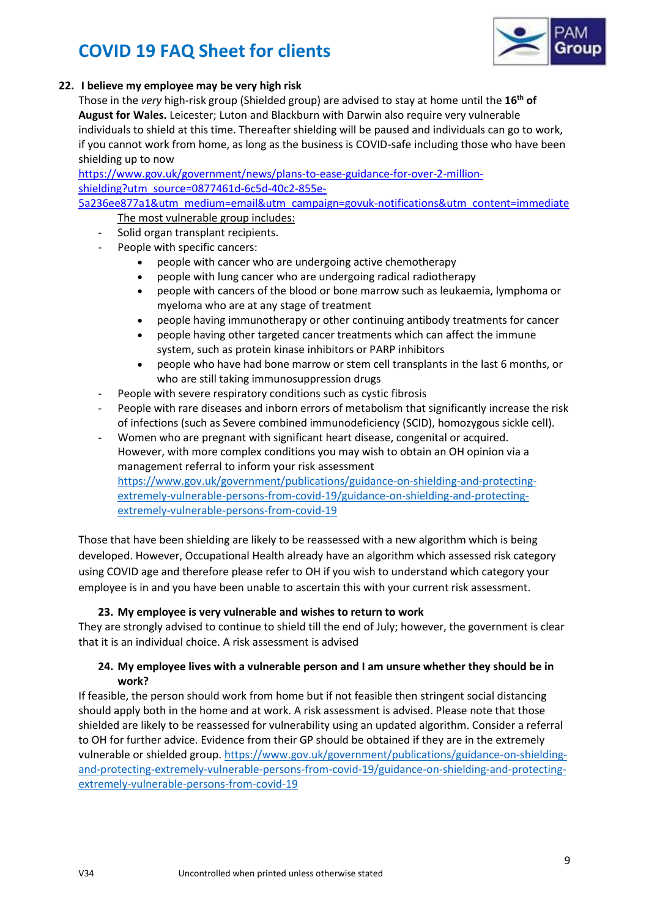## 22. I believe my employee may be very high risk

Those in the *very* high-risk group (Shielded group) are advised to stay at home until the **16th of August for Wales.** Leicester; Luton and Blackburn with Darwin also require very vulnerable individuals to shield at this time. Thereafter shielding will be paused and individuals can go to work, if you cannot work from home, as long as the business is COVID-safe including those who have been shielding up to now

https://www.gov.uk/government/news/plans-to-ease-guidance-for-over-2-million-shielding?utm_source=0877461d-6c5d-40c2-855e-5a236ee877a1&utm_medium=email&utm_campaign=govuk-notifications&utm_content=immediate

The most vulnerable group includes:

- Solid organ transplant recipients.
- People with specific cancers:
  - people with cancer who are undergoing active chemotherapy
  - people with lung cancer who are undergoing radical radiotherapy
  - people with cancers of the blood or bone marrow such as leukaemia, lymphoma or myeloma who are at any stage of treatment
  - people having immunotherapy or other continuing antibody treatments for cancer
  - people having other targeted cancer treatments which can affect the immune system, such as protein kinase inhibitors or PARP inhibitors
  - people who have had bone marrow or stem cell transplants in the last 6 months, or who are still taking immunosuppression drugs
- People with severe respiratory conditions such as cystic fibrosis
- People with rare diseases and inborn errors of metabolism that significantly increase the risk of infections (such as Severe combined immunodeficiency (SCID), homozygous sickle cell).
- Women who are pregnant with significant heart disease, congenital or acquired. However, with more complex conditions you may wish to obtain an OH opinion via a management referral to inform your risk assessment https://www.gov.uk/government/publications/guidance-on-shielding-and-protecting-extremely-vulnerable-persons-from-covid-19/guidance-on-shielding-and-protecting-extremely-vulnerable-persons-from-covid-19

Those that have been shielding are likely to be reassessed with a new algorithm which is being developed. However, Occupational Health already have an algorithm which assessed risk category using COVID age and therefore please refer to OH if you wish to understand which category your employee is in and you have been unable to ascertain this with your current risk assessment.

## 23. My employee is very vulnerable and wishes to return to work

They are strongly advised to continue to shield till the end of July; however, the government is clear that it is an individual choice. A risk assessment is advised

## 24. My employee lives with a vulnerable person and I am unsure whether they should be in work?

If feasible, the person should work from home but if not feasible then stringent social distancing should apply both in the home and at work. A risk assessment is advised. Please note that those shielded are likely to be reassessed for vulnerability using an updated algorithm. Consider a referral to OH for further advice. Evidence from their GP should be obtained if they are in the extremely vulnerable or shielded group. https://www.gov.uk/government/publications/guidance-on-shielding-and-protecting-extremely-vulnerable-persons-from-covid-19/guidance-on-shielding-and-protecting-extremely-vulnerable-persons-from-covid-19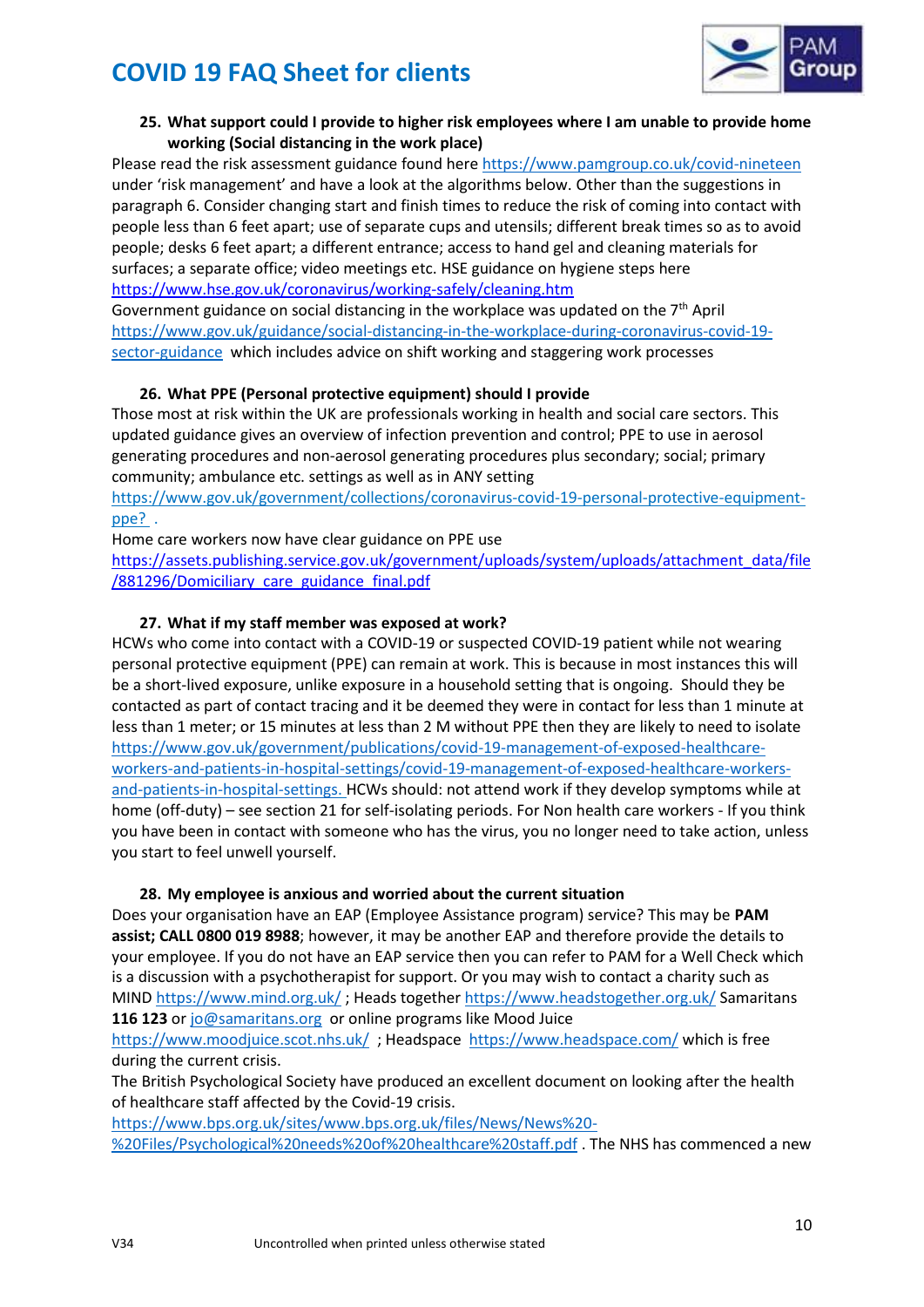### 25. What support could I provide to higher risk employees where I am unable to provide home working (Social distancing in the work place)

Please read the risk assessment guidance found here https://www.pamgroup.co.uk/covid-nineteen under 'risk management' and have a look at the algorithms below. Other than the suggestions in paragraph 6. Consider changing start and finish times to reduce the risk of coming into contact with people less than 6 feet apart; use of separate cups and utensils; different break times so as to avoid people; desks 6 feet apart; a different entrance; access to hand gel and cleaning materials for surfaces; a separate office; video meetings etc. HSE guidance on hygiene steps here https://www.hse.gov.uk/coronavirus/working-safely/cleaning.htm

Government guidance on social distancing in the workplace was updated on the 7th April https://www.gov.uk/guidance/social-distancing-in-the-workplace-during-coronavirus-covid-19-sector-guidance which includes advice on shift working and staggering work processes

### 26. What PPE (Personal protective equipment) should I provide

Those most at risk within the UK are professionals working in health and social care sectors. This updated guidance gives an overview of infection prevention and control; PPE to use in aerosol generating procedures and non-aerosol generating procedures plus secondary; social; primary community; ambulance etc. settings as well as in ANY setting https://www.gov.uk/government/collections/coronavirus-covid-19-personal-protective-equipment-ppe? .

Home care workers now have clear guidance on PPE use https://assets.publishing.service.gov.uk/government/uploads/system/uploads/attachment_data/file/881296/Domiciliary_care_guidance_final.pdf

### 27. What if my staff member was exposed at work?

HCWs who come into contact with a COVID-19 or suspected COVID-19 patient while not wearing personal protective equipment (PPE) can remain at work. This is because in most instances this will be a short-lived exposure, unlike exposure in a household setting that is ongoing. Should they be contacted as part of contact tracing and it be deemed they were in contact for less than 1 minute at less than 1 meter; or 15 minutes at less than 2 M without PPE then they are likely to need to isolate https://www.gov.uk/government/publications/covid-19-management-of-exposed-healthcare-workers-and-patients-in-hospital-settings/covid-19-management-of-exposed-healthcare-workers-and-patients-in-hospital-settings. HCWs should: not attend work if they develop symptoms while at home (off-duty) – see section 21 for self-isolating periods. For Non health care workers - If you think you have been in contact with someone who has the virus, you no longer need to take action, unless you start to feel unwell yourself.

### 28. My employee is anxious and worried about the current situation

Does your organisation have an EAP (Employee Assistance program) service? This may be **PAM assist; CALL 0800 019 8988**; however, it may be another EAP and therefore provide the details to your employee. If you do not have an EAP service then you can refer to PAM for a Well Check which is a discussion with a psychotherapist for support. Or you may wish to contact a charity such as MIND https://www.mind.org.uk/ ; Heads together https://www.headstogether.org.uk/ Samaritans **116 123** or jo@samaritans.org or online programs like Mood Juice https://www.moodjuice.scot.nhs.uk/ ; Headspace https://www.headspace.com/ which is free during the current crisis.

The British Psychological Society have produced an excellent document on looking after the health of healthcare staff affected by the Covid-19 crisis. https://www.bps.org.uk/sites/www.bps.org.uk/files/News/News%20-%20Files/Psychological%20needs%20of%20healthcare%20staff.pdf . The NHS has commenced a new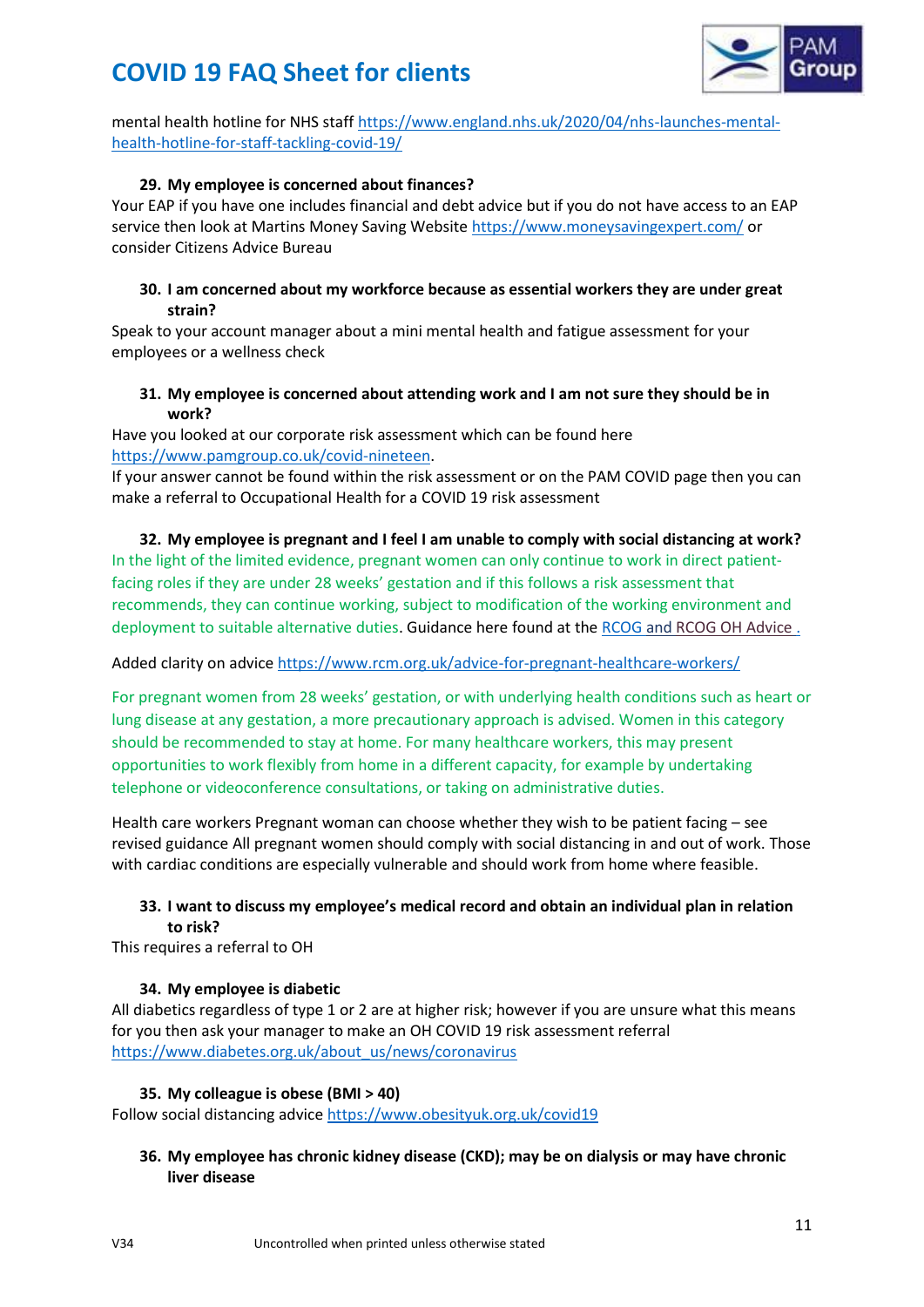mental health hotline for NHS staff https://www.england.nhs.uk/2020/04/nhs-launches-mental-health-hotline-for-staff-tackling-covid-19/

29. **My employee is concerned about finances?**

Your EAP if you have one includes financial and debt advice but if you do not have access to an EAP service then look at Martins Money Saving Website https://www.moneysavingexpert.com/ or consider Citizens Advice Bureau

30. **I am concerned about my workforce because as essential workers they are under great strain?**

Speak to your account manager about a mini mental health and fatigue assessment for your employees or a wellness check

31. **My employee is concerned about attending work and I am not sure they should be in work?**

Have you looked at our corporate risk assessment which can be found here https://www.pamgroup.co.uk/covid-nineteen.

If your answer cannot be found within the risk assessment or on the PAM COVID page then you can make a referral to Occupational Health for a COVID 19 risk assessment

32. **My employee is pregnant and I feel I am unable to comply with social distancing at work?**

In the light of the limited evidence, pregnant women can only continue to work in direct patient-facing roles if they are under 28 weeks' gestation and if this follows a risk assessment that recommends, they can continue working, subject to modification of the working environment and deployment to suitable alternative duties. Guidance here found at the RCOG and RCOG OH Advice .

Added clarity on advice https://www.rcm.org.uk/advice-for-pregnant-healthcare-workers/

For pregnant women from 28 weeks' gestation, or with underlying health conditions such as heart or lung disease at any gestation, a more precautionary approach is advised. Women in this category should be recommended to stay at home. For many healthcare workers, this may present opportunities to work flexibly from home in a different capacity, for example by undertaking telephone or videoconference consultations, or taking on administrative duties.

Health care workers Pregnant woman can choose whether they wish to be patient facing – see revised guidance All pregnant women should comply with social distancing in and out of work. Those with cardiac conditions are especially vulnerable and should work from home where feasible.

33. **I want to discuss my employee's medical record and obtain an individual plan in relation to risk?**

This requires a referral to OH

34. **My employee is diabetic**

All diabetics regardless of type 1 or 2 are at higher risk; however if you are unsure what this means for you then ask your manager to make an OH COVID 19 risk assessment referral https://www.diabetes.org.uk/about_us/news/coronavirus

35. **My colleague is obese (BMI > 40)**

Follow social distancing advice https://www.obesityuk.org.uk/covid19

36. **My employee has chronic kidney disease (CKD); may be on dialysis or may have chronic liver disease**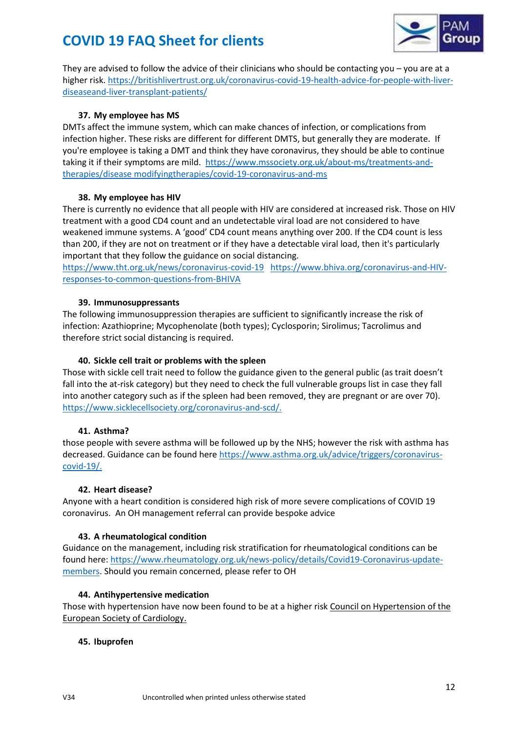They are advised to follow the advice of their clinicians who should be contacting you – you are at a higher risk. https://britishlivertrust.org.uk/coronavirus-covid-19-health-advice-for-people-with-liver-diseaseand-liver-transplant-patients/

### 37. My employee has MS

DMTs affect the immune system, which can make chances of infection, or complications from infection higher. These risks are different for different DMTS, but generally they are moderate. If you're employee is taking a DMT and think they have coronavirus, they should be able to continue taking it if their symptoms are mild. https://www.mssociety.org.uk/about-ms/treatments-and-therapies/disease modifyingtherapies/covid-19-coronavirus-and-ms

### 38. My employee has HIV

There is currently no evidence that all people with HIV are considered at increased risk. Those on HIV treatment with a good CD4 count and an undetectable viral load are not considered to have weakened immune systems. A 'good' CD4 count means anything over 200. If the CD4 count is less than 200, if they are not on treatment or if they have a detectable viral load, then it's particularly important that they follow the guidance on social distancing.
https://www.tht.org.uk/news/coronavirus-covid-19 https://www.bhiva.org/coronavirus-and-HIV-responses-to-common-questions-from-BHIVA

### 39. Immunosuppressants

The following immunosuppression therapies are sufficient to significantly increase the risk of infection: Azathioprine; Mycophenolate (both types); Cyclosporin; Sirolimus; Tacrolimus and therefore strict social distancing is required.

### 40. Sickle cell trait or problems with the spleen

Those with sickle cell trait need to follow the guidance given to the general public (as trait doesn't fall into the at-risk category) but they need to check the full vulnerable groups list in case they fall into another category such as if the spleen had been removed, they are pregnant or are over 70). https://www.sicklecellsociety.org/coronavirus-and-scd/.

### 41. Asthma?

those people with severe asthma will be followed up by the NHS; however the risk with asthma has decreased. Guidance can be found here https://www.asthma.org.uk/advice/triggers/coronavirus-covid-19/.

### 42. Heart disease?

Anyone with a heart condition is considered high risk of more severe complications of COVID 19 coronavirus. An OH management referral can provide bespoke advice

### 43. A rheumatological condition

Guidance on the management, including risk stratification for rheumatological conditions can be found here: https://www.rheumatology.org.uk/news-policy/details/Covid19-Coronavirus-update-members. Should you remain concerned, please refer to OH

### 44. Antihypertensive medication

Those with hypertension have now been found to be at a higher risk Council on Hypertension of the European Society of Cardiology.

### 45. Ibuprofen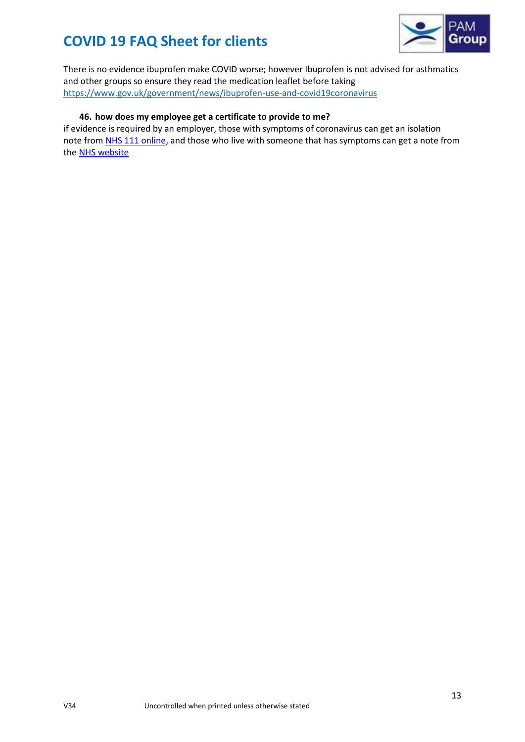There is no evidence ibuprofen make COVID worse; however Ibuprofen is not advised for asthmatics and other groups so ensure they read the medication leaflet before taking https://www.gov.uk/government/news/ibuprofen-use-and-covid19coronavirus

**46. how does my employee get a certificate to provide to me?**

if evidence is required by an employer, those with symptoms of coronavirus can get an isolation note from NHS 111 online, and those who live with someone that has symptoms can get a note from the NHS website